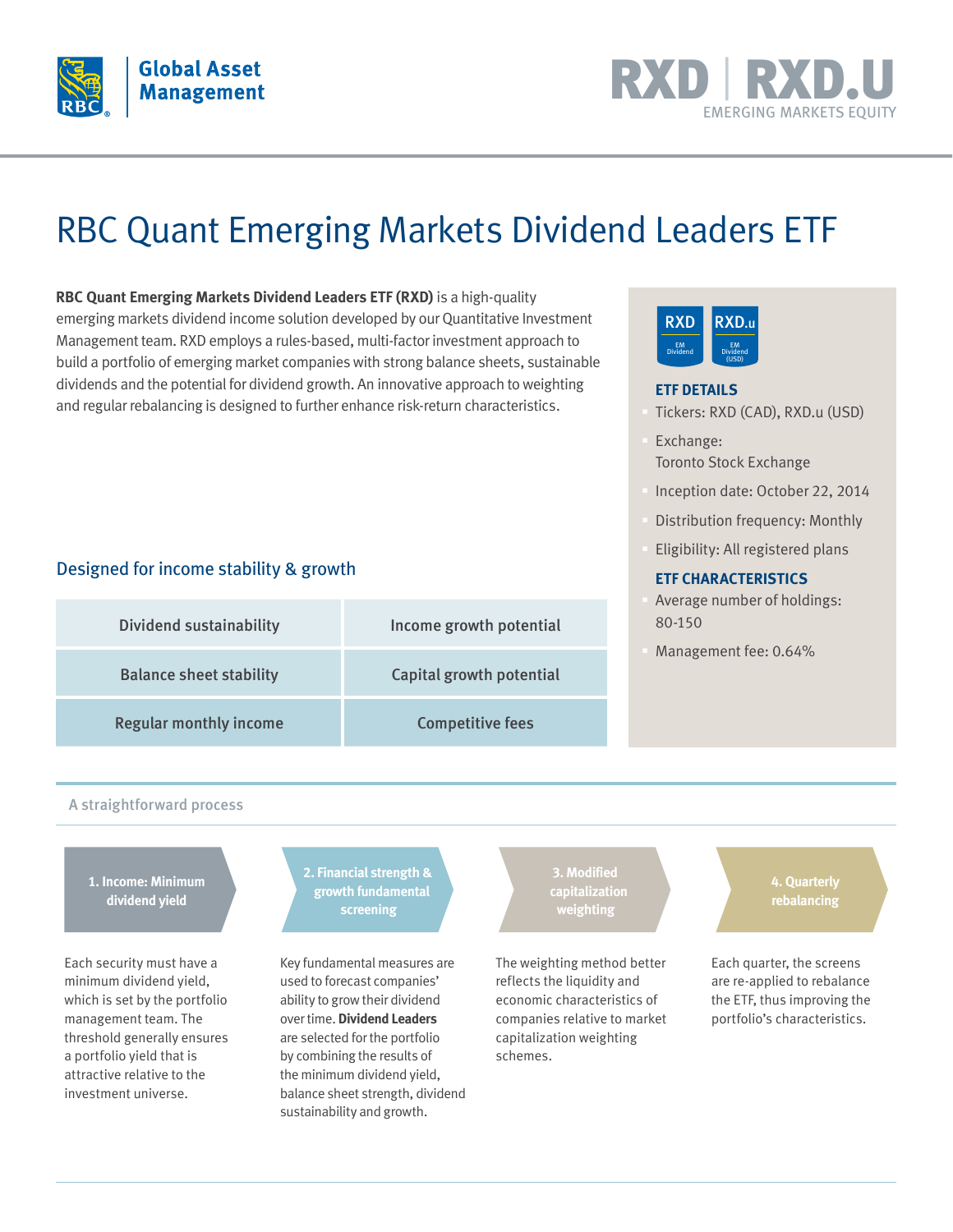Global Asset Management

# RXD | RXD.U

EMERGING MARKETS EQUITY

# RBC Quant Emerging Markets Dividend Leaders ETF

**RBC Quant Emerging Markets Dividend Leaders ETF (RXD)** is a high-quality emerging markets dividend income solution developed by our Quantitative Investment Management team. RXD employs a rules-based, multi-factor investment approach to build a portfolio of emerging market companies with strong balance sheets, sustainable dividends and the potential for dividend growth. An innovative approach to weighting and regular rebalancing is designed to further enhance risk-return characteristics.

## Designed for income stability & growth

| Dividend sustainability | Income growth potential |
|---|---|
| Balance sheet stability | Capital growth potential |
| Regular monthly income | Competitive fees |

RXD EM Dividend | RXD.u EM Dividend (USD)

### ETF DETAILS

- Tickers: RXD (CAD), RXD.u (USD)
- Exchange: Toronto Stock Exchange
- Inception date: October 22, 2014
- Distribution frequency: Monthly
- Eligibility: All registered plans

### ETF CHARACTERISTICS

- Average number of holdings: 80-150
- Management fee: 0.64%

## A straightforward process

**1. Income: Minimum dividend yield**

Each security must have a minimum dividend yield, which is set by the portfolio management team. The threshold generally ensures a portfolio yield that is attractive relative to the investment universe.

**2. Financial strength & growth fundamental screening**

Key fundamental measures are used to forecast companies' ability to grow their dividend over time. **Dividend Leaders** are selected for the portfolio by combining the results of the minimum dividend yield, balance sheet strength, dividend sustainability and growth.

**3. Modified capitalization weighting**

The weighting method better reflects the liquidity and economic characteristics of companies relative to market capitalization weighting schemes.

**4. Quarterly rebalancing**

Each quarter, the screens are re-applied to rebalance the ETF, thus improving the portfolio's characteristics.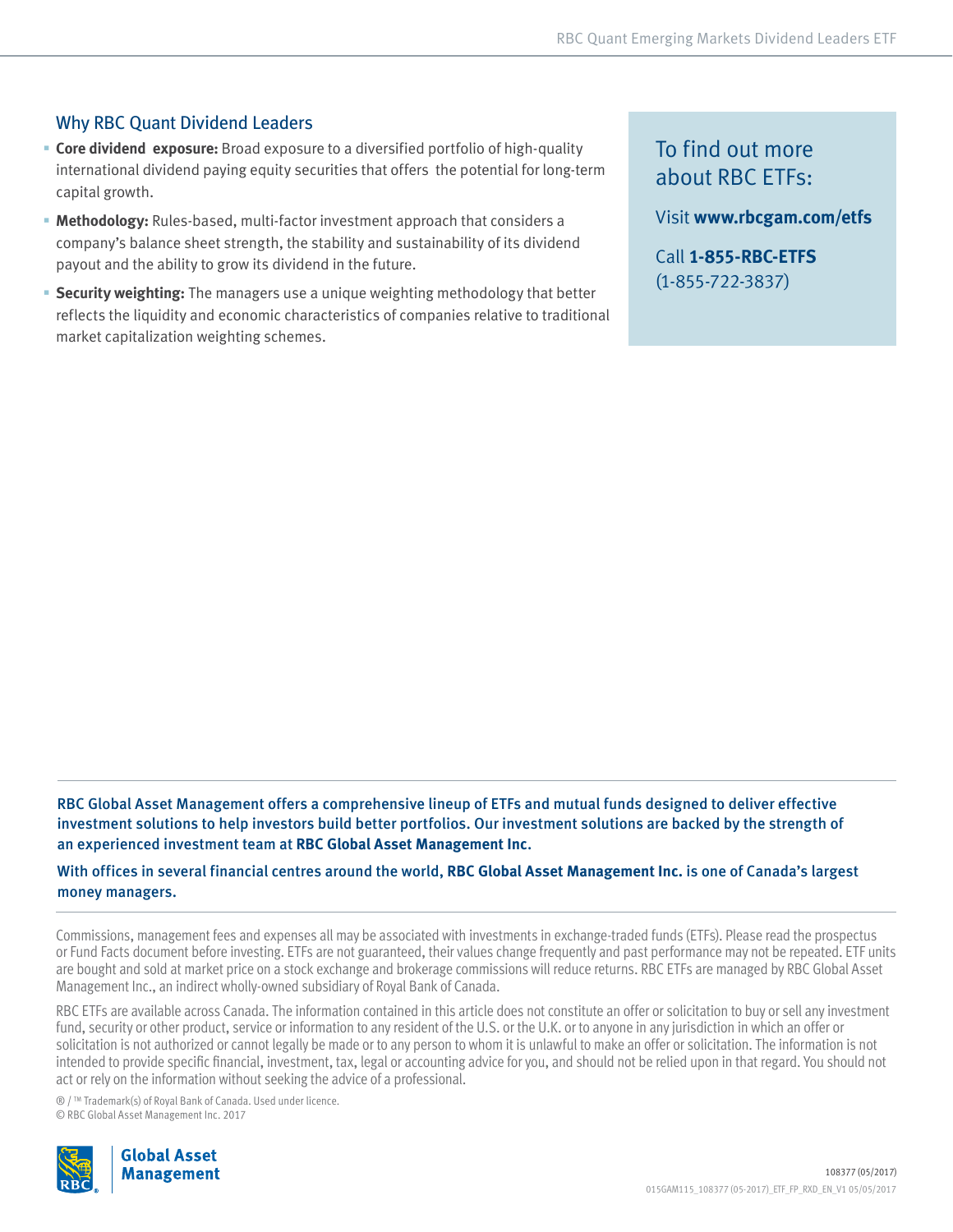## Why RBC Quant Dividend Leaders

- **Core dividend exposure:** Broad exposure to a diversified portfolio of high-quality international dividend paying equity securities that offers the potential for long-term capital growth.
- **Methodology:** Rules-based, multi-factor investment approach that considers a company's balance sheet strength, the stability and sustainability of its dividend payout and the ability to grow its dividend in the future.
- **Security weighting:** The managers use a unique weighting methodology that better reflects the liquidity and economic characteristics of companies relative to traditional market capitalization weighting schemes.

## To find out more about RBC ETFs:

Visit **www.rbcgam.com/etfs**

Call **1-855-RBC-ETFS** (1-855-722-3837)

**RBC Global Asset Management offers a comprehensive lineup of ETFs and mutual funds designed to deliver effective investment solutions to help investors build better portfolios. Our investment solutions are backed by the strength of an experienced investment team at RBC Global Asset Management Inc.**

**With offices in several financial centres around the world, RBC Global Asset Management Inc. is one of Canada's largest money managers.**

Commissions, management fees and expenses all may be associated with investments in exchange-traded funds (ETFs). Please read the prospectus or Fund Facts document before investing. ETFs are not guaranteed, their values change frequently and past performance may not be repeated. ETF units are bought and sold at market price on a stock exchange and brokerage commissions will reduce returns. RBC ETFs are managed by RBC Global Asset Management Inc., an indirect wholly-owned subsidiary of Royal Bank of Canada.

RBC ETFs are available across Canada. The information contained in this article does not constitute an offer or solicitation to buy or sell any investment fund, security or other product, service or information to any resident of the U.S. or the U.K. or to anyone in any jurisdiction in which an offer or solicitation is not authorized or cannot legally be made or to any person to whom it is unlawful to make an offer or solicitation. The information is not intended to provide specific financial, investment, tax, legal or accounting advice for you, and should not be relied upon in that regard. You should not act or rely on the information without seeking the advice of a professional.

® / ™ Trademark(s) of Royal Bank of Canada. Used under licence.
© RBC Global Asset Management Inc. 2017

Global Asset Management

108377 (05/2017)
015GAM115_108377 (05-2017)_ETF_FP_RXD_EN_V1 05/05/2017